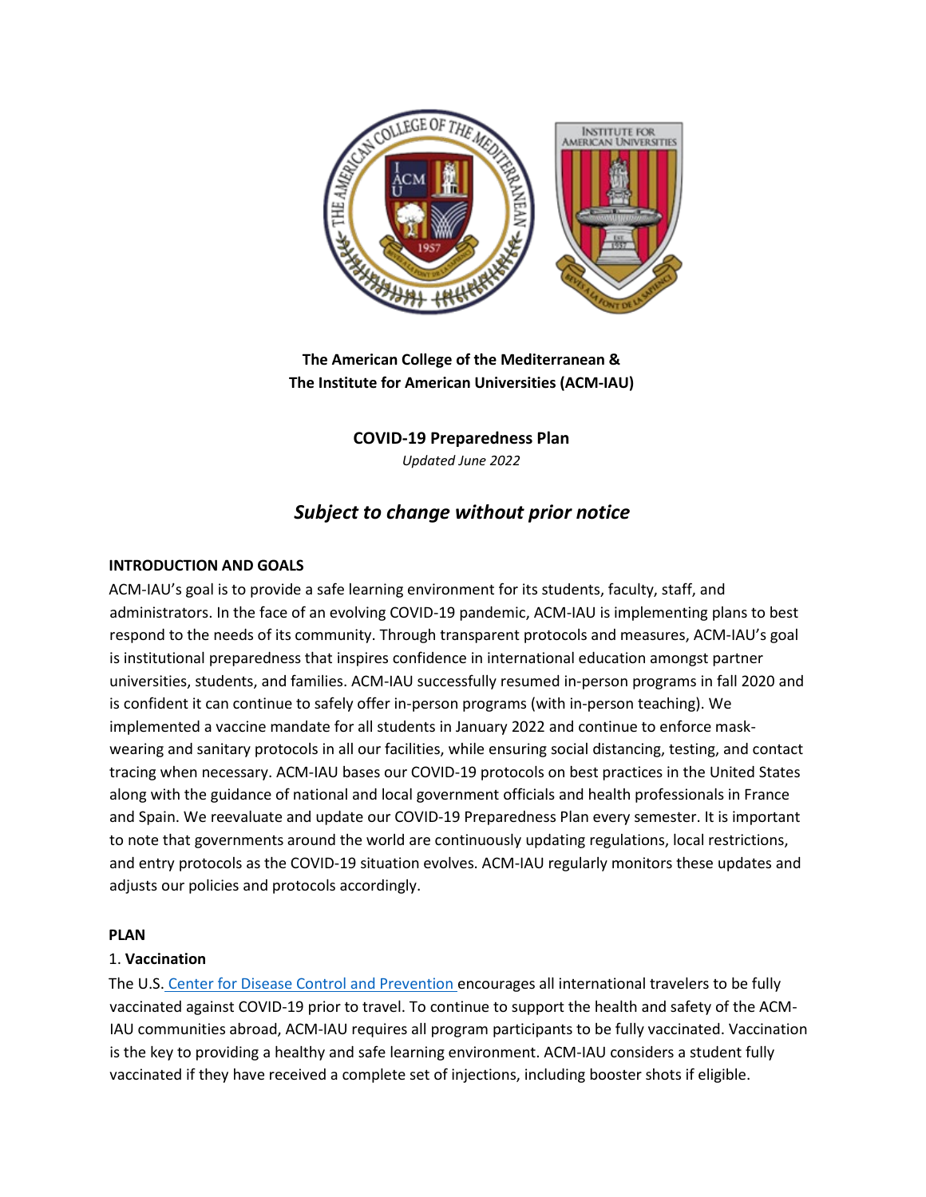**The American College of the Mediterranean &**
**The Institute for American Universities (ACM-IAU)**

**COVID-19 Preparedness Plan**

*Updated June 2022*

## *Subject to change without prior notice*

### INTRODUCTION AND GOALS

ACM-IAU's goal is to provide a safe learning environment for its students, faculty, staff, and administrators. In the face of an evolving COVID-19 pandemic, ACM-IAU is implementing plans to best respond to the needs of its community. Through transparent protocols and measures, ACM-IAU's goal is institutional preparedness that inspires confidence in international education amongst partner universities, students, and families. ACM-IAU successfully resumed in-person programs in fall 2020 and is confident it can continue to safely offer in-person programs (with in-person teaching). We implemented a vaccine mandate for all students in January 2022 and continue to enforce mask-wearing and sanitary protocols in all our facilities, while ensuring social distancing, testing, and contact tracing when necessary. ACM-IAU bases our COVID-19 protocols on best practices in the United States along with the guidance of national and local government officials and health professionals in France and Spain. We reevaluate and update our COVID-19 Preparedness Plan every semester. It is important to note that governments around the world are continuously updating regulations, local restrictions, and entry protocols as the COVID-19 situation evolves. ACM-IAU regularly monitors these updates and adjusts our policies and protocols accordingly.

### PLAN

1. **Vaccination**

The U.S. Center for Disease Control and Prevention encourages all international travelers to be fully vaccinated against COVID-19 prior to travel. To continue to support the health and safety of the ACM-IAU communities abroad, ACM-IAU requires all program participants to be fully vaccinated. Vaccination is the key to providing a healthy and safe learning environment. ACM-IAU considers a student fully vaccinated if they have received a complete set of injections, including booster shots if eligible.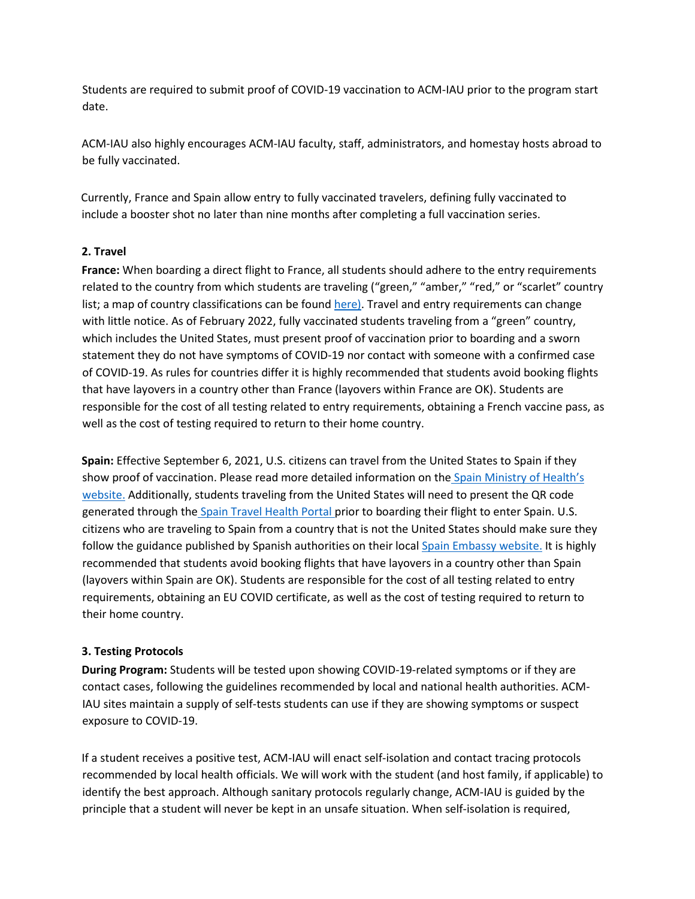Students are required to submit proof of COVID-19 vaccination to ACM-IAU prior to the program start date.

ACM-IAU also highly encourages ACM-IAU faculty, staff, administrators, and homestay hosts abroad to be fully vaccinated.

Currently, France and Spain allow entry to fully vaccinated travelers, defining fully vaccinated to include a booster shot no later than nine months after completing a full vaccination series.

**2. Travel**

**France:** When boarding a direct flight to France, all students should adhere to the entry requirements related to the country from which students are traveling ("green," "amber," "red," or "scarlet" country list; a map of country classifications can be found here). Travel and entry requirements can change with little notice. As of February 2022, fully vaccinated students traveling from a "green" country, which includes the United States, must present proof of vaccination prior to boarding and a sworn statement they do not have symptoms of COVID-19 nor contact with someone with a confirmed case of COVID-19. As rules for countries differ it is highly recommended that students avoid booking flights that have layovers in a country other than France (layovers within France are OK). Students are responsible for the cost of all testing related to entry requirements, obtaining a French vaccine pass, as well as the cost of testing required to return to their home country.

**Spain:** Effective September 6, 2021, U.S. citizens can travel from the United States to Spain if they show proof of vaccination. Please read more detailed information on the Spain Ministry of Health's website. Additionally, students traveling from the United States will need to present the QR code generated through the Spain Travel Health Portal prior to boarding their flight to enter Spain. U.S. citizens who are traveling to Spain from a country that is not the United States should make sure they follow the guidance published by Spanish authorities on their local Spain Embassy website. It is highly recommended that students avoid booking flights that have layovers in a country other than Spain (layovers within Spain are OK). Students are responsible for the cost of all testing related to entry requirements, obtaining an EU COVID certificate, as well as the cost of testing required to return to their home country.

**3. Testing Protocols**

**During Program:** Students will be tested upon showing COVID-19-related symptoms or if they are contact cases, following the guidelines recommended by local and national health authorities. ACM-IAU sites maintain a supply of self-tests students can use if they are showing symptoms or suspect exposure to COVID-19.

If a student receives a positive test, ACM-IAU will enact self-isolation and contact tracing protocols recommended by local health officials. We will work with the student (and host family, if applicable) to identify the best approach. Although sanitary protocols regularly change, ACM-IAU is guided by the principle that a student will never be kept in an unsafe situation. When self-isolation is required,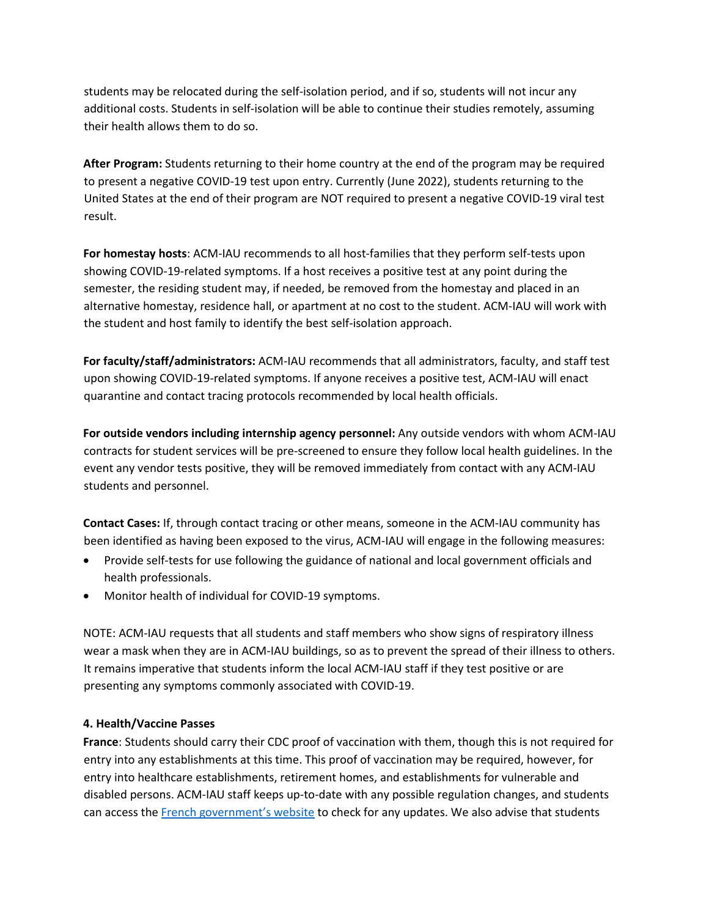students may be relocated during the self-isolation period, and if so, students will not incur any additional costs. Students in self-isolation will be able to continue their studies remotely, assuming their health allows them to do so.

**After Program:** Students returning to their home country at the end of the program may be required to present a negative COVID-19 test upon entry. Currently (June 2022), students returning to the United States at the end of their program are NOT required to present a negative COVID-19 viral test result.

**For homestay hosts**: ACM-IAU recommends to all host-families that they perform self-tests upon showing COVID-19-related symptoms. If a host receives a positive test at any point during the semester, the residing student may, if needed, be removed from the homestay and placed in an alternative homestay, residence hall, or apartment at no cost to the student. ACM-IAU will work with the student and host family to identify the best self-isolation approach.

**For faculty/staff/administrators:** ACM-IAU recommends that all administrators, faculty, and staff test upon showing COVID-19-related symptoms. If anyone receives a positive test, ACM-IAU will enact quarantine and contact tracing protocols recommended by local health officials.

**For outside vendors including internship agency personnel:** Any outside vendors with whom ACM-IAU contracts for student services will be pre-screened to ensure they follow local health guidelines. In the event any vendor tests positive, they will be removed immediately from contact with any ACM-IAU students and personnel.

**Contact Cases:** If, through contact tracing or other means, someone in the ACM-IAU community has been identified as having been exposed to the virus, ACM-IAU will engage in the following measures:

- Provide self-tests for use following the guidance of national and local government officials and health professionals.
- Monitor health of individual for COVID-19 symptoms.

NOTE: ACM-IAU requests that all students and staff members who show signs of respiratory illness wear a mask when they are in ACM-IAU buildings, so as to prevent the spread of their illness to others. It remains imperative that students inform the local ACM-IAU staff if they test positive or are presenting any symptoms commonly associated with COVID-19.

**4. Health/Vaccine Passes**

**France**: Students should carry their CDC proof of vaccination with them, though this is not required for entry into any establishments at this time. This proof of vaccination may be required, however, for entry into healthcare establishments, retirement homes, and establishments for vulnerable and disabled persons. ACM-IAU staff keeps up-to-date with any possible regulation changes, and students can access the French government's website to check for any updates. We also advise that students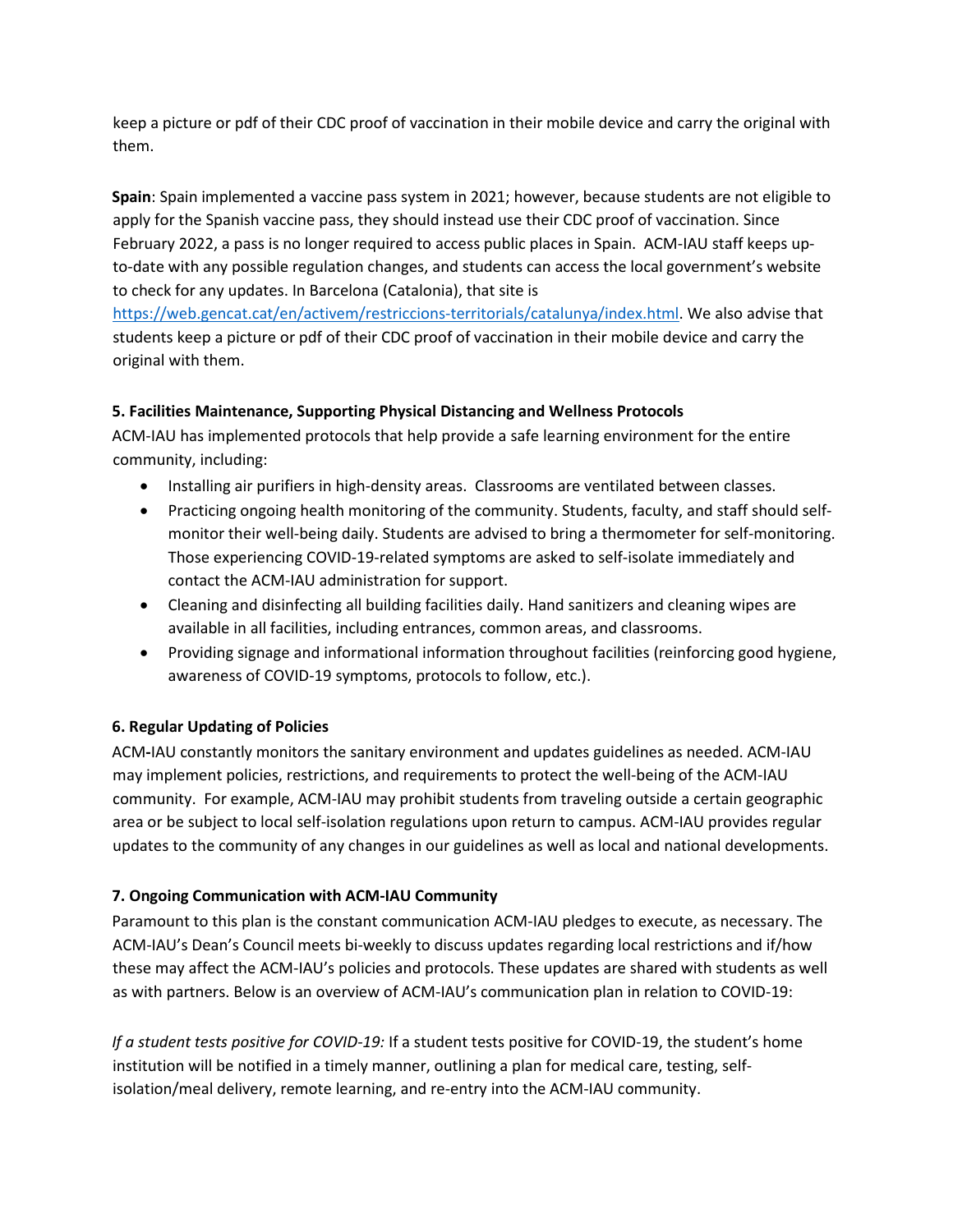keep a picture or pdf of their CDC proof of vaccination in their mobile device and carry the original with them.

**Spain**: Spain implemented a vaccine pass system in 2021; however, because students are not eligible to apply for the Spanish vaccine pass, they should instead use their CDC proof of vaccination. Since February 2022, a pass is no longer required to access public places in Spain. ACM-IAU staff keeps up-to-date with any possible regulation changes, and students can access the local government's website to check for any updates. In Barcelona (Catalonia), that site is https://web.gencat.cat/en/activem/restriccions-territorials/catalunya/index.html. We also advise that students keep a picture or pdf of their CDC proof of vaccination in their mobile device and carry the original with them.

**5. Facilities Maintenance, Supporting Physical Distancing and Wellness Protocols**

ACM-IAU has implemented protocols that help provide a safe learning environment for the entire community, including:

- Installing air purifiers in high-density areas. Classrooms are ventilated between classes.
- Practicing ongoing health monitoring of the community. Students, faculty, and staff should self-monitor their well-being daily. Students are advised to bring a thermometer for self-monitoring. Those experiencing COVID-19-related symptoms are asked to self-isolate immediately and contact the ACM-IAU administration for support.
- Cleaning and disinfecting all building facilities daily. Hand sanitizers and cleaning wipes are available in all facilities, including entrances, common areas, and classrooms.
- Providing signage and informational information throughout facilities (reinforcing good hygiene, awareness of COVID-19 symptoms, protocols to follow, etc.).

**6. Regular Updating of Policies**

ACM-IAU constantly monitors the sanitary environment and updates guidelines as needed. ACM-IAU may implement policies, restrictions, and requirements to protect the well-being of the ACM-IAU community. For example, ACM-IAU may prohibit students from traveling outside a certain geographic area or be subject to local self-isolation regulations upon return to campus. ACM-IAU provides regular updates to the community of any changes in our guidelines as well as local and national developments.

**7. Ongoing Communication with ACM-IAU Community**

Paramount to this plan is the constant communication ACM-IAU pledges to execute, as necessary. The ACM-IAU's Dean's Council meets bi-weekly to discuss updates regarding local restrictions and if/how these may affect the ACM-IAU's policies and protocols. These updates are shared with students as well as with partners. Below is an overview of ACM-IAU's communication plan in relation to COVID-19:

*If a student tests positive for COVID-19:* If a student tests positive for COVID-19, the student's home institution will be notified in a timely manner, outlining a plan for medical care, testing, self-isolation/meal delivery, remote learning, and re-entry into the ACM-IAU community.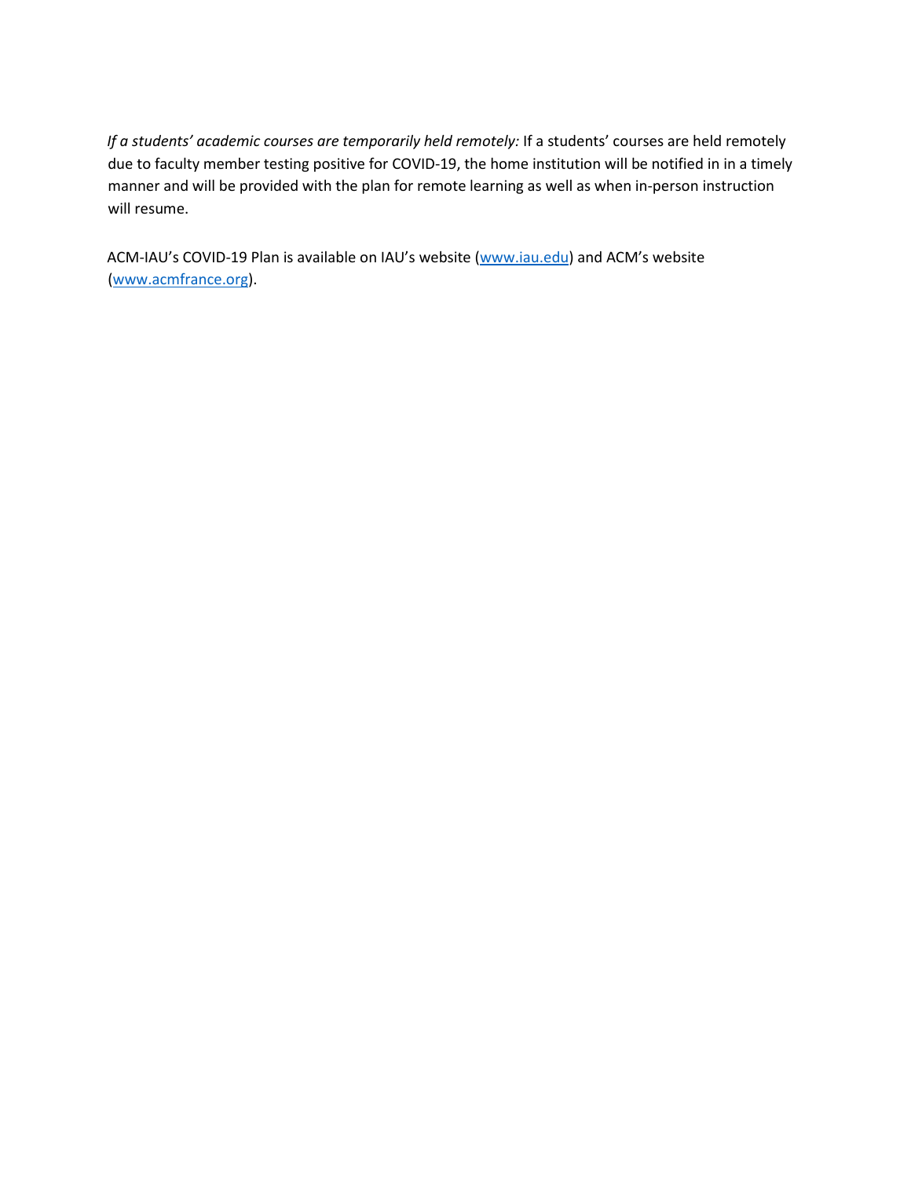*If a students' academic courses are temporarily held remotely:* If a students' courses are held remotely due to faculty member testing positive for COVID-19, the home institution will be notified in in a timely manner and will be provided with the plan for remote learning as well as when in-person instruction will resume.

ACM-IAU's COVID-19 Plan is available on IAU's website (www.iau.edu) and ACM's website (www.acmfrance.org).